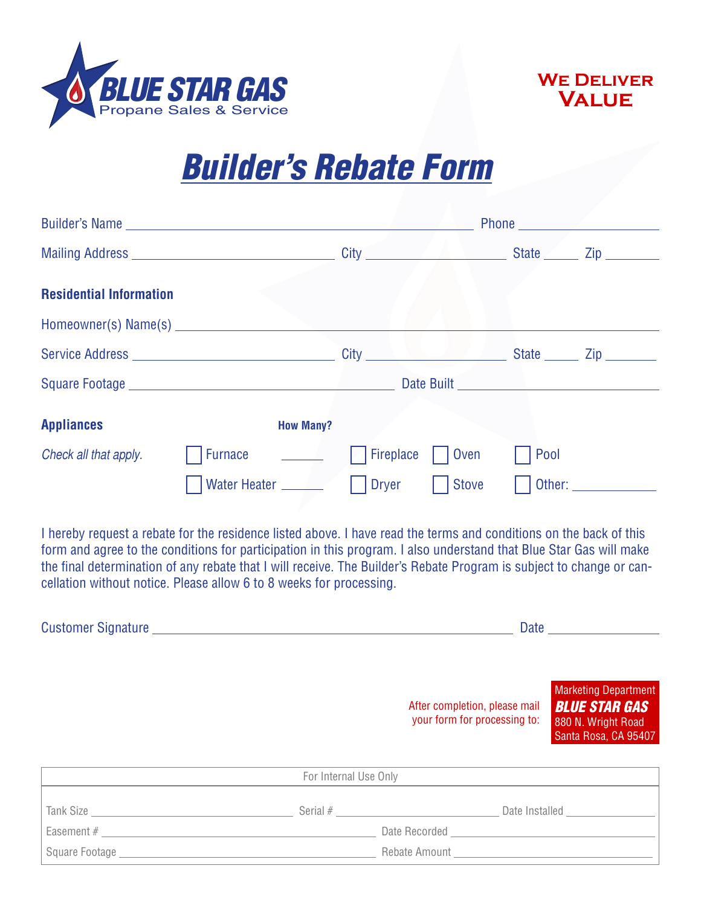**BLUE STAR GAS**
Propane Sales & Service

**WE DELIVER VALUE**

# Builder's Rebate Form

Builder's Name ______________________________ Phone ______________

Mailing Address ____________________ City ______________ State _____ Zip _______

**Residential Information**

Homeowner(s) Name(s) ______________________________________________

Service Address ____________________ City ______________ State _____ Zip _______

Square Footage ______________________ Date Built ______________________

**Appliances** — **How Many?**

*Check all that apply.*

- ☐ Furnace ______
- ☐ Water Heater ______
- ☐ Fireplace
- ☐ Dryer
- ☐ Oven
- ☐ Stove
- ☐ Pool
- ☐ Other: __________

I hereby request a rebate for the residence listed above. I have read the terms and conditions on the back of this form and agree to the conditions for participation in this program. I also understand that Blue Star Gas will make the final determination of any rebate that I will receive. The Builder's Rebate Program is subject to change or cancellation without notice. Please allow 6 to 8 weeks for processing.

Customer Signature ____________________________________ Date ______________

After completion, please mail your form for processing to:

Marketing Department
**BLUE STAR GAS**
880 N. Wright Road
Santa Rosa, CA 95407

| For Internal Use Only | | |
|---|---|---|
| Tank Size ______________ | Serial # ______________ | Date Installed ______________ |
| Easement # ______________ | Date Recorded ______________ | |
| Square Footage ______________ | Rebate Amount ______________ | |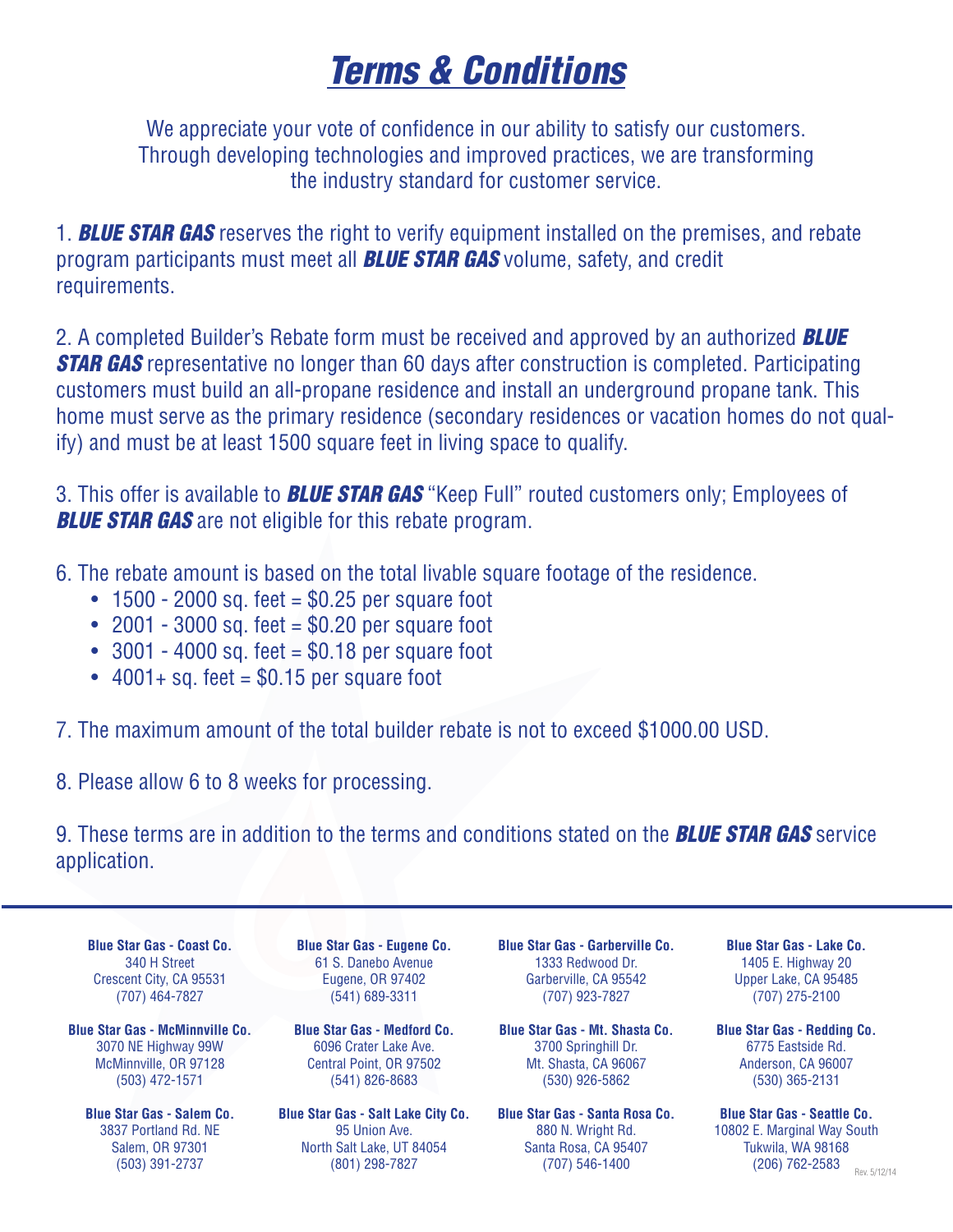# *Terms & Conditions*

We appreciate your vote of confidence in our ability to satisfy our customers. Through developing technologies and improved practices, we are transforming the industry standard for customer service.

1. ***BLUE STAR GAS*** reserves the right to verify equipment installed on the premises, and rebate program participants must meet all ***BLUE STAR GAS*** volume, safety, and credit requirements.

2. A completed Builder's Rebate form must be received and approved by an authorized ***BLUE STAR GAS*** representative no longer than 60 days after construction is completed. Participating customers must build an all-propane residence and install an underground propane tank. This home must serve as the primary residence (secondary residences or vacation homes do not qualify) and must be at least 1500 square feet in living space to qualify.

3. This offer is available to ***BLUE STAR GAS*** "Keep Full" routed customers only; Employees of ***BLUE STAR GAS*** are not eligible for this rebate program.

6. The rebate amount is based on the total livable square footage of the residence.
   - 1500 - 2000 sq. feet = $0.25 per square foot
   - 2001 - 3000 sq. feet = $0.20 per square foot
   - 3001 - 4000 sq. feet = $0.18 per square foot
   - 4001+ sq. feet = $0.15 per square foot

7. The maximum amount of the total builder rebate is not to exceed $1000.00 USD.

8. Please allow 6 to 8 weeks for processing.

9. These terms are in addition to the terms and conditions stated on the ***BLUE STAR GAS*** service application.

---

**Blue Star Gas - Coast Co.**
340 H Street
Crescent City, CA 95531
(707) 464-7827

**Blue Star Gas - Eugene Co.**
61 S. Danebo Avenue
Eugene, OR 97402
(541) 689-3311

**Blue Star Gas - Garberville Co.**
1333 Redwood Dr.
Garberville, CA 95542
(707) 923-7827

**Blue Star Gas - Lake Co.**
1405 E. Highway 20
Upper Lake, CA 95485
(707) 275-2100

**Blue Star Gas - McMinnville Co.**
3070 NE Highway 99W
McMinnville, OR 97128
(503) 472-1571

**Blue Star Gas - Medford Co.**
6096 Crater Lake Ave.
Central Point, OR 97502
(541) 826-8683

**Blue Star Gas - Mt. Shasta Co.**
3700 Springhill Dr.
Mt. Shasta, CA 96067
(530) 926-5862

**Blue Star Gas - Redding Co.**
6775 Eastside Rd.
Anderson, CA 96007
(530) 365-2131

**Blue Star Gas - Salem Co.**
3837 Portland Rd. NE
Salem, OR 97301
(503) 391-2737

**Blue Star Gas - Salt Lake City Co.**
95 Union Ave.
North Salt Lake, UT 84054
(801) 298-7827

**Blue Star Gas - Santa Rosa Co.**
880 N. Wright Rd.
Santa Rosa, CA 95407
(707) 546-1400

**Blue Star Gas - Seattle Co.**
10802 E. Marginal Way South
Tukwila, WA 98168
(206) 762-2583

Rev. 5/12/14